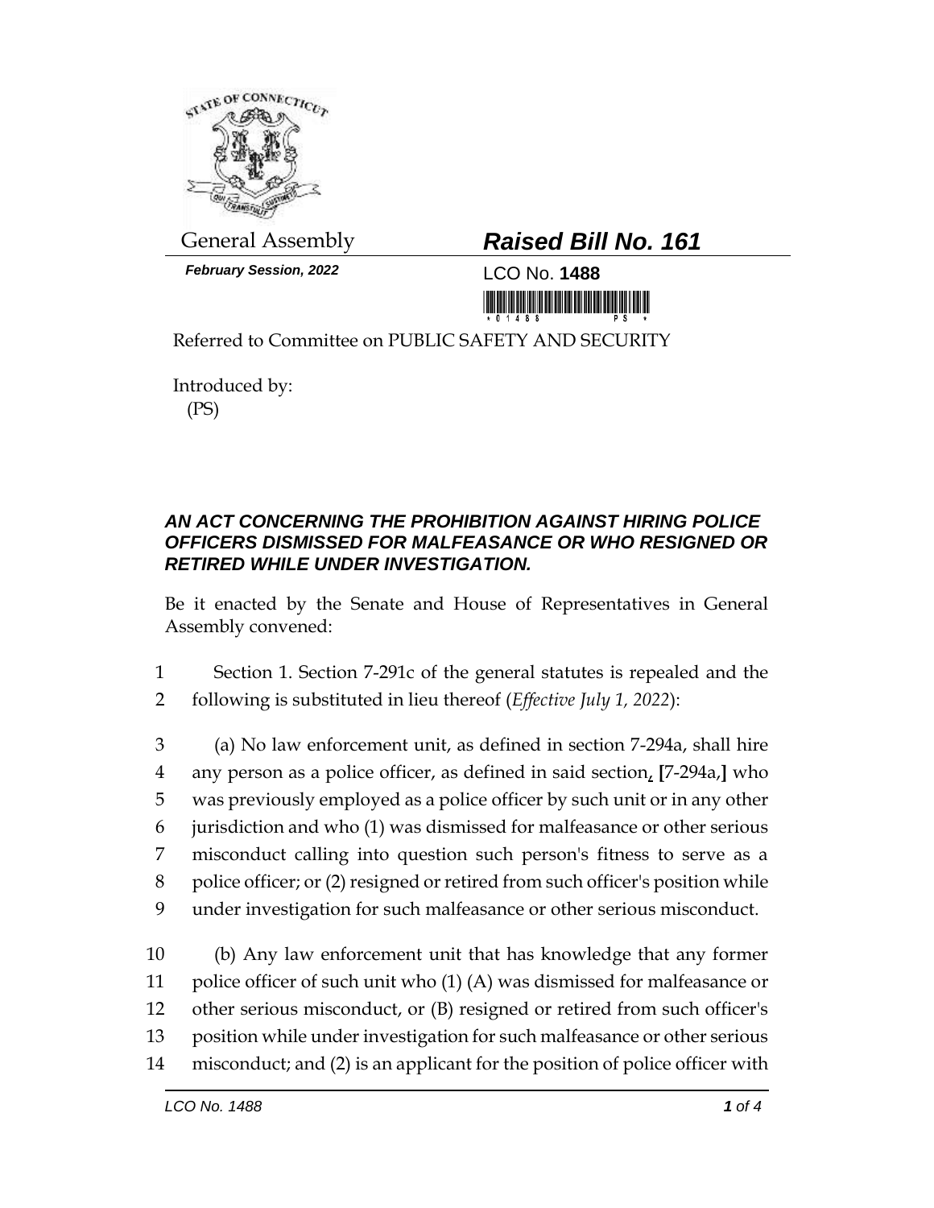General Assembly

# Raised Bill No. 161

*February Session, 2022*

LCO No. **1488**

Referred to Committee on PUBLIC SAFETY AND SECURITY

Introduced by:
(PS)

## *AN ACT CONCERNING THE PROHIBITION AGAINST HIRING POLICE OFFICERS DISMISSED FOR MALFEASANCE OR WHO RESIGNED OR RETIRED WHILE UNDER INVESTIGATION.*

Be it enacted by the Senate and House of Representatives in General Assembly convened:

1 Section 1. Section 7-291c of the general statutes is repealed and the
2 following is substituted in lieu thereof (*Effective July 1, 2022*):

3 (a) No law enforcement unit, as defined in section 7-294a, shall hire
4 any person as a police officer, as defined in said section, **[**7-294a,**]** who
5 was previously employed as a police officer by such unit or in any other
6 jurisdiction and who (1) was dismissed for malfeasance or other serious
7 misconduct calling into question such person's fitness to serve as a
8 police officer; or (2) resigned or retired from such officer's position while
9 under investigation for such malfeasance or other serious misconduct.

10 (b) Any law enforcement unit that has knowledge that any former
11 police officer of such unit who (1) (A) was dismissed for malfeasance or
12 other serious misconduct, or (B) resigned or retired from such officer's
13 position while under investigation for such malfeasance or other serious
14 misconduct; and (2) is an applicant for the position of police officer with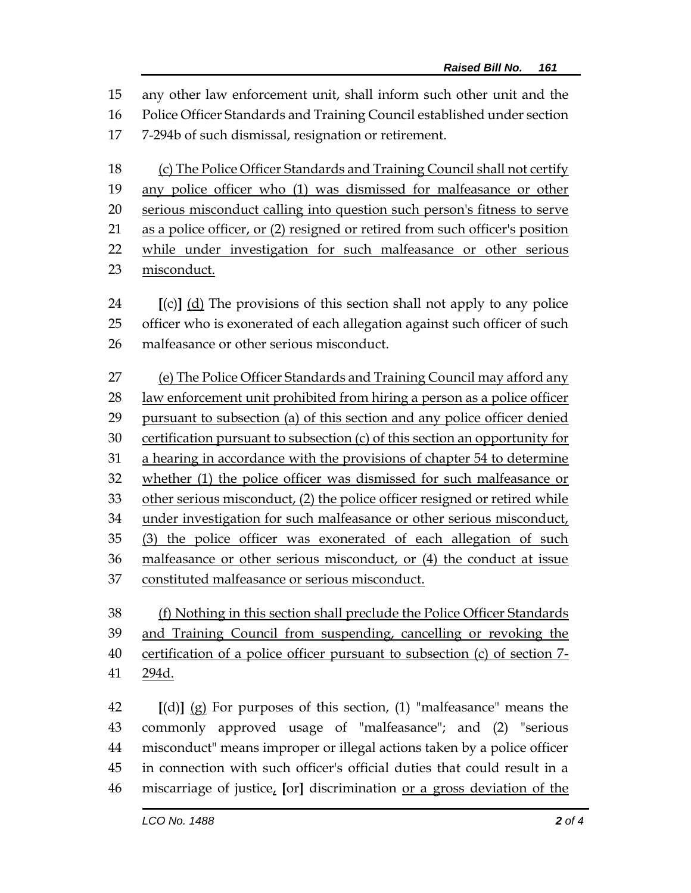any other law enforcement unit, shall inform such other unit and the Police Officer Standards and Training Council established under section 7-294b of such dismissal, resignation or retirement.

(c) The Police Officer Standards and Training Council shall not certify any police officer who (1) was dismissed for malfeasance or other serious misconduct calling into question such person's fitness to serve as a police officer, or (2) resigned or retired from such officer's position while under investigation for such malfeasance or other serious misconduct.

[(c)] (d) The provisions of this section shall not apply to any police officer who is exonerated of each allegation against such officer of such malfeasance or other serious misconduct.

(e) The Police Officer Standards and Training Council may afford any law enforcement unit prohibited from hiring a person as a police officer pursuant to subsection (a) of this section and any police officer denied certification pursuant to subsection (c) of this section an opportunity for a hearing in accordance with the provisions of chapter 54 to determine whether (1) the police officer was dismissed for such malfeasance or other serious misconduct, (2) the police officer resigned or retired while under investigation for such malfeasance or other serious misconduct, (3) the police officer was exonerated of each allegation of such malfeasance or other serious misconduct, or (4) the conduct at issue constituted malfeasance or serious misconduct.

(f) Nothing in this section shall preclude the Police Officer Standards and Training Council from suspending, cancelling or revoking the certification of a police officer pursuant to subsection (c) of section 7-294d.

[(d)] (g) For purposes of this section, (1) "malfeasance" means the commonly approved usage of "malfeasance"; and (2) "serious misconduct" means improper or illegal actions taken by a police officer in connection with such officer's official duties that could result in a miscarriage of justice, [or] discrimination or a gross deviation of the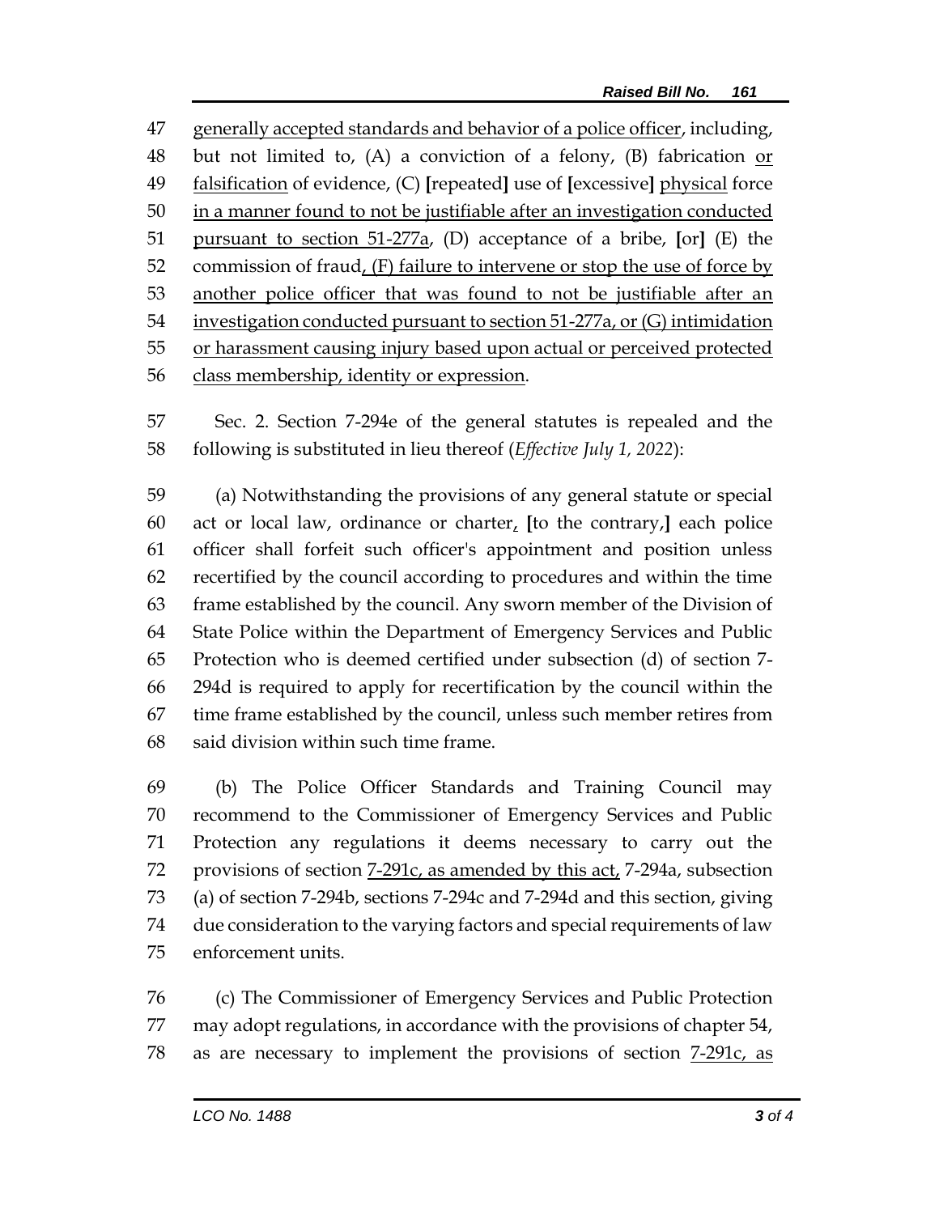generally accepted standards and behavior of a police officer, including, but not limited to, (A) a conviction of a felony, (B) fabrication or falsification of evidence, (C) [repeated] use of [excessive] physical force in a manner found to not be justifiable after an investigation conducted pursuant to section 51-277a, (D) acceptance of a bribe, [or] (E) the commission of fraud, (F) failure to intervene or stop the use of force by another police officer that was found to not be justifiable after an investigation conducted pursuant to section 51-277a, or (G) intimidation or harassment causing injury based upon actual or perceived protected class membership, identity or expression.

Sec. 2. Section 7-294e of the general statutes is repealed and the following is substituted in lieu thereof (*Effective July 1, 2022*):

(a) Notwithstanding the provisions of any general statute or special act or local law, ordinance or charter, [to the contrary,] each police officer shall forfeit such officer's appointment and position unless recertified by the council according to procedures and within the time frame established by the council. Any sworn member of the Division of State Police within the Department of Emergency Services and Public Protection who is deemed certified under subsection (d) of section 7-294d is required to apply for recertification by the council within the time frame established by the council, unless such member retires from said division within such time frame.

(b) The Police Officer Standards and Training Council may recommend to the Commissioner of Emergency Services and Public Protection any regulations it deems necessary to carry out the provisions of section 7-291c, as amended by this act, 7-294a, subsection (a) of section 7-294b, sections 7-294c and 7-294d and this section, giving due consideration to the varying factors and special requirements of law enforcement units.

(c) The Commissioner of Emergency Services and Public Protection may adopt regulations, in accordance with the provisions of chapter 54, as are necessary to implement the provisions of section 7-291c, as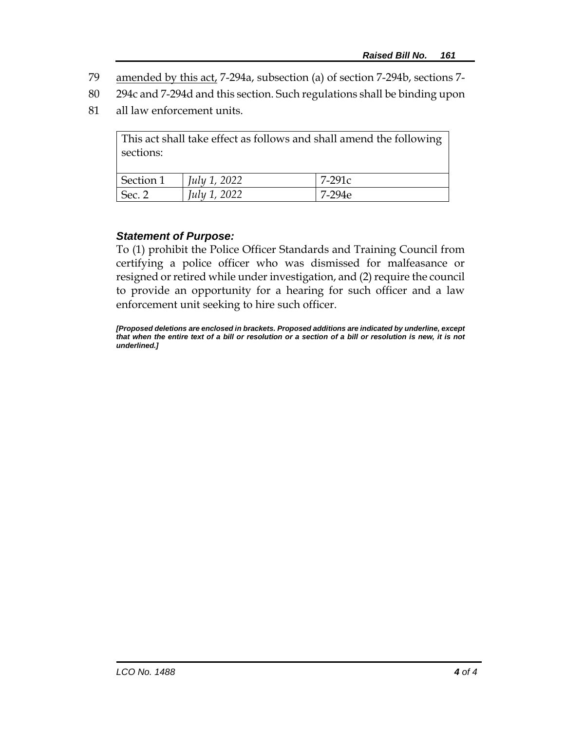79 <u>amended by this act,</u> 7-294a, subsection (a) of section 7-294b, sections 7-
80 294c and 7-294d and this section. Such regulations shall be binding upon
81 all law enforcement units.

| This act shall take effect as follows and shall amend the following sections: | | |
|---|---|---|
| Section 1 | *July 1, 2022* | 7-291c |
| Sec. 2 | *July 1, 2022* | 7-294e |

### *Statement of Purpose:*

To (1) prohibit the Police Officer Standards and Training Council from certifying a police officer who was dismissed for malfeasance or resigned or retired while under investigation, and (2) require the council to provide an opportunity for a hearing for such officer and a law enforcement unit seeking to hire such officer.

***[Proposed deletions are enclosed in brackets. Proposed additions are indicated by underline, except that when the entire text of a bill or resolution or a section of a bill or resolution is new, it is not underlined.]***